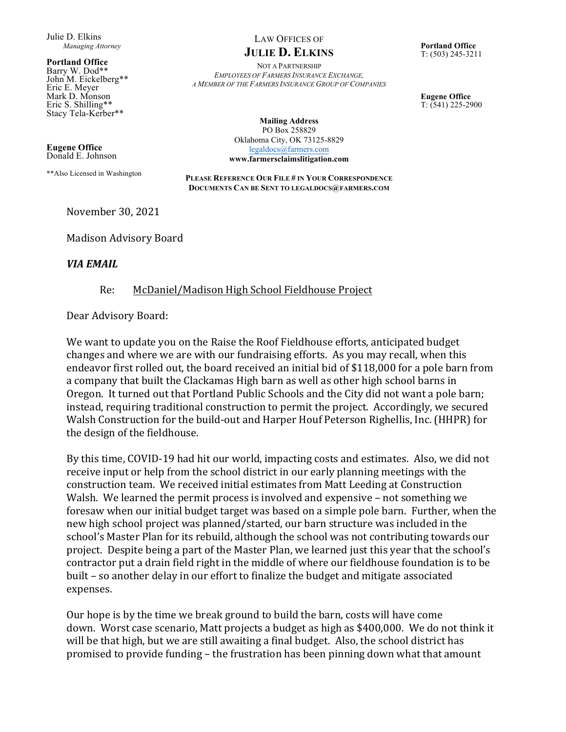Julie D. Elkins
*Managing Attorney*

**Portland Office**
Barry W. Dod**
John M. Eickelberg**
Eric E. Meyer
Mark D. Monson
Eric S. Shilling**
Stacy Tela-Kerber**

**Eugene Office**
Donald E. Johnson

**Also Licensed in Washington

LAW OFFICES OF
**JULIE D. ELKINS**
NOT A PARTNERSHIP
*EMPLOYEES OF FARMERS INSURANCE EXCHANGE,*
*A MEMBER OF THE FARMERS INSURANCE GROUP OF COMPANIES*

**Mailing Address**
PO Box 258829
Oklahoma City, OK 73125-8829
legaldocs@farmers.com
**www.farmersclaimslitigation.com**

**PLEASE REFERENCE OUR FILE # IN YOUR CORRESPONDENCE**
**DOCUMENTS CAN BE SENT TO LEGALDOCS@FARMERS.COM**

**Portland Office**
T: (503) 245-3211

**Eugene Office**
T: (541) 225-2900

November 30, 2021

Madison Advisory Board

***VIA EMAIL***

Re: McDaniel/Madison High School Fieldhouse Project

Dear Advisory Board:

We want to update you on the Raise the Roof Fieldhouse efforts, anticipated budget changes and where we are with our fundraising efforts. As you may recall, when this endeavor first rolled out, the board received an initial bid of $118,000 for a pole barn from a company that built the Clackamas High barn as well as other high school barns in Oregon. It turned out that Portland Public Schools and the City did not want a pole barn; instead, requiring traditional construction to permit the project. Accordingly, we secured Walsh Construction for the build-out and Harper Houf Peterson Righellis, Inc. (HHPR) for the design of the fieldhouse.

By this time, COVID-19 had hit our world, impacting costs and estimates. Also, we did not receive input or help from the school district in our early planning meetings with the construction team. We received initial estimates from Matt Leeding at Construction Walsh. We learned the permit process is involved and expensive – not something we foresaw when our initial budget target was based on a simple pole barn. Further, when the new high school project was planned/started, our barn structure was included in the school's Master Plan for its rebuild, although the school was not contributing towards our project. Despite being a part of the Master Plan, we learned just this year that the school's contractor put a drain field right in the middle of where our fieldhouse foundation is to be built – so another delay in our effort to finalize the budget and mitigate associated expenses.

Our hope is by the time we break ground to build the barn, costs will have come down. Worst case scenario, Matt projects a budget as high as $400,000. We do not think it will be that high, but we are still awaiting a final budget. Also, the school district has promised to provide funding – the frustration has been pinning down what that amount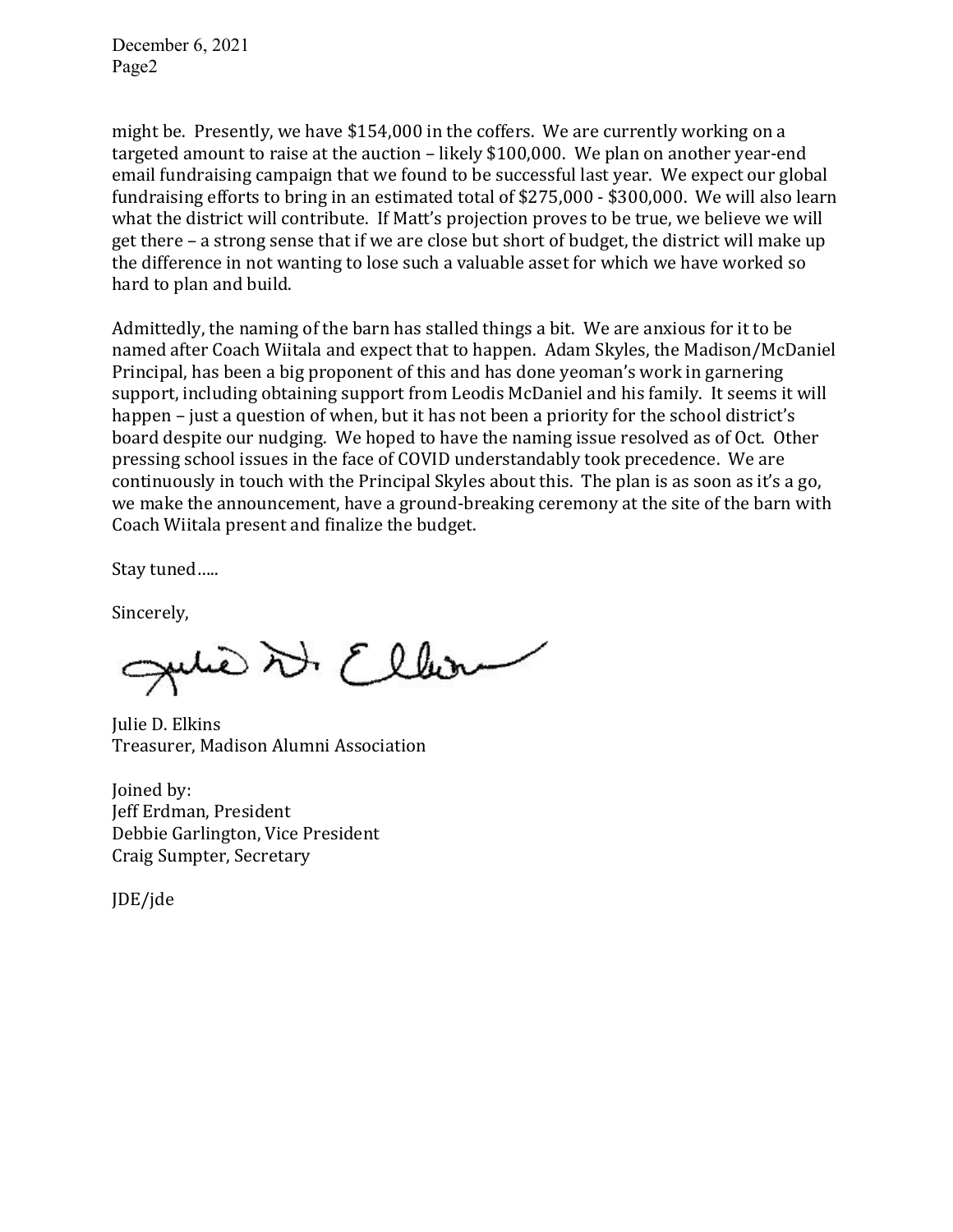might be. Presently, we have $154,000 in the coffers. We are currently working on a targeted amount to raise at the auction – likely $100,000. We plan on another year-end email fundraising campaign that we found to be successful last year. We expect our global fundraising efforts to bring in an estimated total of $275,000 - $300,000. We will also learn what the district will contribute. If Matt's projection proves to be true, we believe we will get there – a strong sense that if we are close but short of budget, the district will make up the difference in not wanting to lose such a valuable asset for which we have worked so hard to plan and build.

Admittedly, the naming of the barn has stalled things a bit. We are anxious for it to be named after Coach Wiitala and expect that to happen. Adam Skyles, the Madison/McDaniel Principal, has been a big proponent of this and has done yeoman's work in garnering support, including obtaining support from Leodis McDaniel and his family. It seems it will happen – just a question of when, but it has not been a priority for the school district's board despite our nudging. We hoped to have the naming issue resolved as of Oct. Other pressing school issues in the face of COVID understandably took precedence. We are continuously in touch with the Principal Skyles about this. The plan is as soon as it's a go, we make the announcement, have a ground-breaking ceremony at the site of the barn with Coach Wiitala present and finalize the budget.

Stay tuned.....

Sincerely,

Julie D. Elkins
Treasurer, Madison Alumni Association

Joined by:
Jeff Erdman, President
Debbie Garlington, Vice President
Craig Sumpter, Secretary

JDE/jde